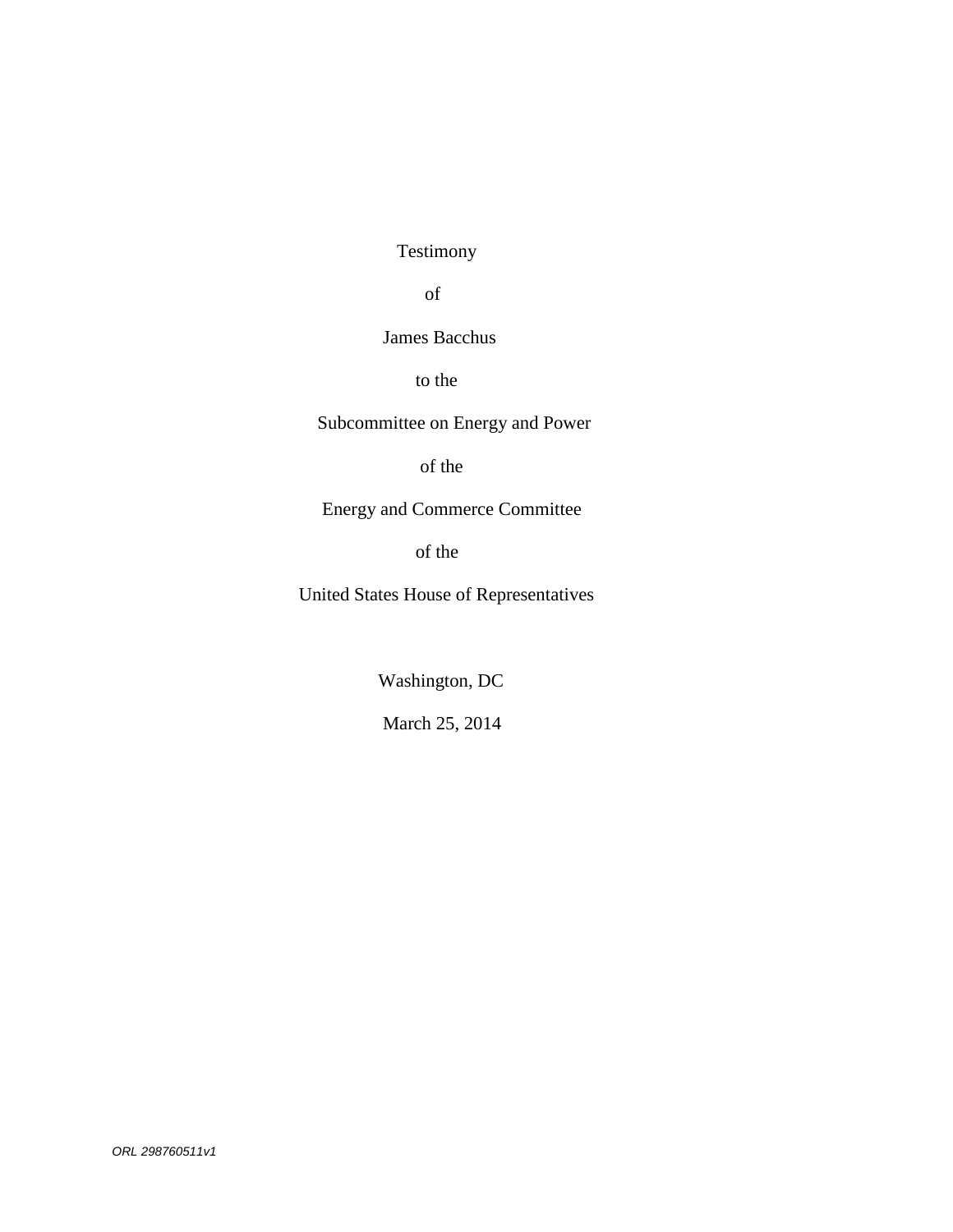Testimony

of

James Bacchus

to the

Subcommittee on Energy and Power

of the

Energy and Commerce Committee

of the

United States House of Representatives

Washington, DC

March 25, 2014

*ORL 298760511v1*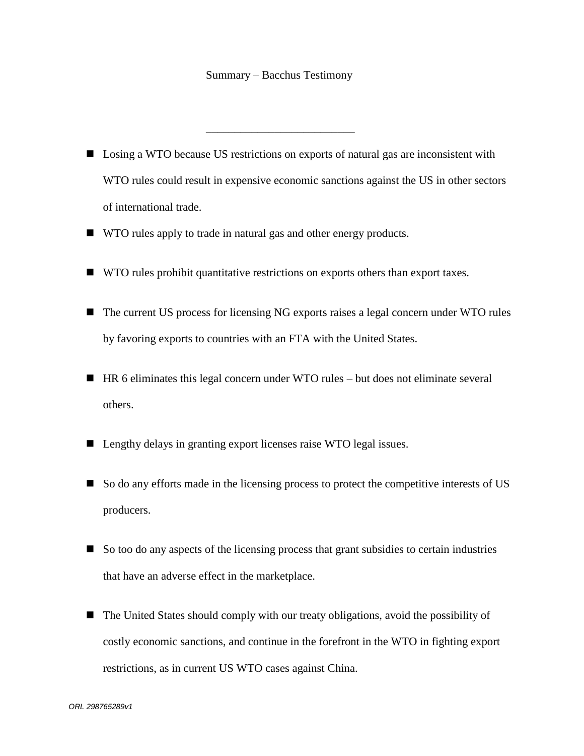Summary – Bacchus Testimony

---

- Losing a WTO because US restrictions on exports of natural gas are inconsistent with WTO rules could result in expensive economic sanctions against the US in other sectors of international trade.
- WTO rules apply to trade in natural gas and other energy products.
- WTO rules prohibit quantitative restrictions on exports others than export taxes.
- The current US process for licensing NG exports raises a legal concern under WTO rules by favoring exports to countries with an FTA with the United States.
- HR 6 eliminates this legal concern under WTO rules – but does not eliminate several others.
- Lengthy delays in granting export licenses raise WTO legal issues.
- So do any efforts made in the licensing process to protect the competitive interests of US producers.
- So too do any aspects of the licensing process that grant subsidies to certain industries that have an adverse effect in the marketplace.
- The United States should comply with our treaty obligations, avoid the possibility of costly economic sanctions, and continue in the forefront in the WTO in fighting export restrictions, as in current US WTO cases against China.

*ORL 298765289v1*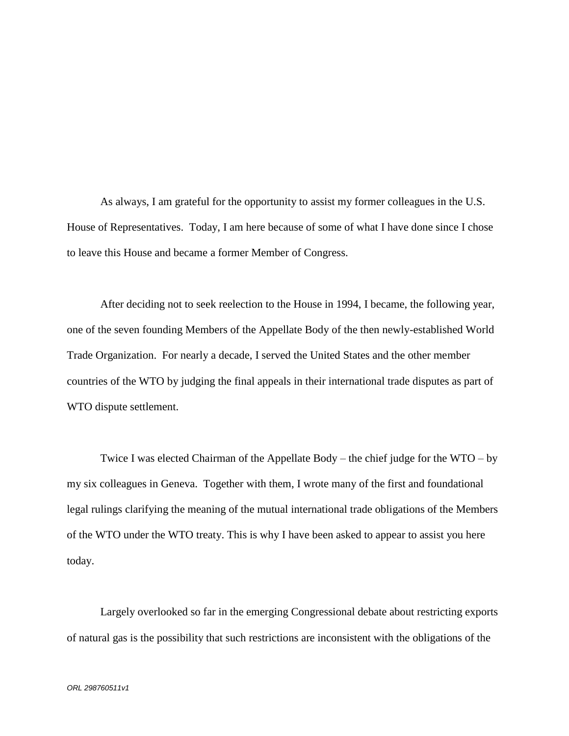As always, I am grateful for the opportunity to assist my former colleagues in the U.S. House of Representatives. Today, I am here because of some of what I have done since I chose to leave this House and became a former Member of Congress.

After deciding not to seek reelection to the House in 1994, I became, the following year, one of the seven founding Members of the Appellate Body of the then newly-established World Trade Organization. For nearly a decade, I served the United States and the other member countries of the WTO by judging the final appeals in their international trade disputes as part of WTO dispute settlement.

Twice I was elected Chairman of the Appellate Body – the chief judge for the WTO – by my six colleagues in Geneva. Together with them, I wrote many of the first and foundational legal rulings clarifying the meaning of the mutual international trade obligations of the Members of the WTO under the WTO treaty. This is why I have been asked to appear to assist you here today.

Largely overlooked so far in the emerging Congressional debate about restricting exports of natural gas is the possibility that such restrictions are inconsistent with the obligations of the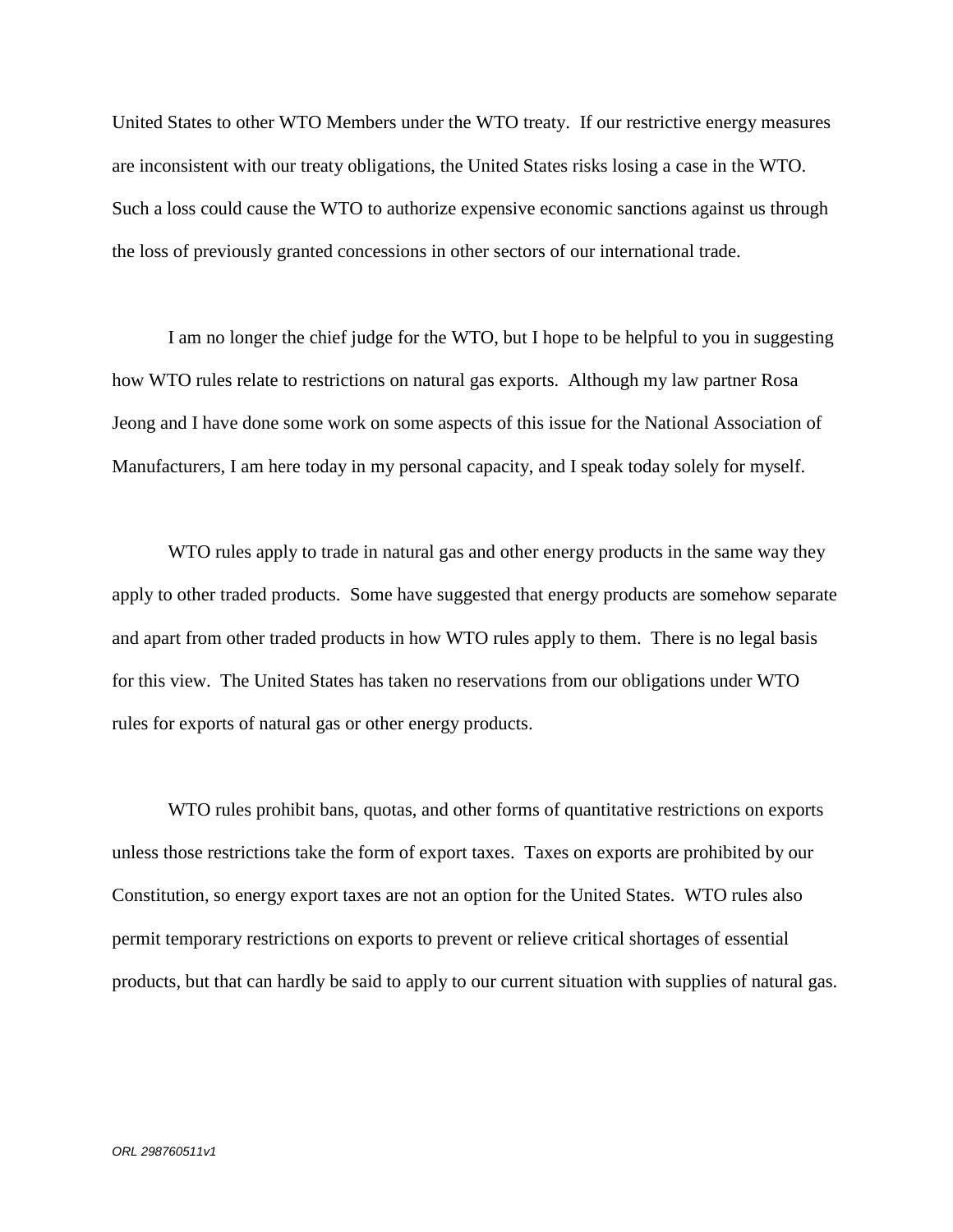United States to other WTO Members under the WTO treaty. If our restrictive energy measures are inconsistent with our treaty obligations, the United States risks losing a case in the WTO. Such a loss could cause the WTO to authorize expensive economic sanctions against us through the loss of previously granted concessions in other sectors of our international trade.

I am no longer the chief judge for the WTO, but I hope to be helpful to you in suggesting how WTO rules relate to restrictions on natural gas exports. Although my law partner Rosa Jeong and I have done some work on some aspects of this issue for the National Association of Manufacturers, I am here today in my personal capacity, and I speak today solely for myself.

WTO rules apply to trade in natural gas and other energy products in the same way they apply to other traded products. Some have suggested that energy products are somehow separate and apart from other traded products in how WTO rules apply to them. There is no legal basis for this view. The United States has taken no reservations from our obligations under WTO rules for exports of natural gas or other energy products.

WTO rules prohibit bans, quotas, and other forms of quantitative restrictions on exports unless those restrictions take the form of export taxes. Taxes on exports are prohibited by our Constitution, so energy export taxes are not an option for the United States. WTO rules also permit temporary restrictions on exports to prevent or relieve critical shortages of essential products, but that can hardly be said to apply to our current situation with supplies of natural gas.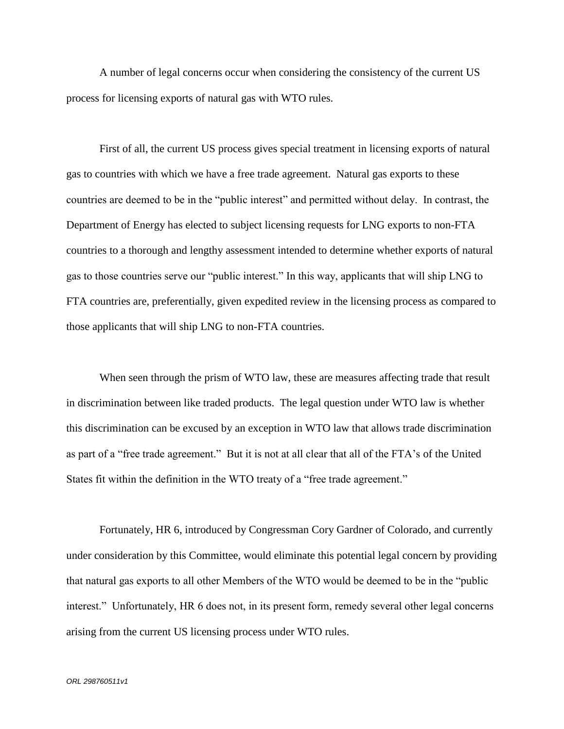A number of legal concerns occur when considering the consistency of the current US process for licensing exports of natural gas with WTO rules.

First of all, the current US process gives special treatment in licensing exports of natural gas to countries with which we have a free trade agreement. Natural gas exports to these countries are deemed to be in the "public interest" and permitted without delay. In contrast, the Department of Energy has elected to subject licensing requests for LNG exports to non-FTA countries to a thorough and lengthy assessment intended to determine whether exports of natural gas to those countries serve our "public interest." In this way, applicants that will ship LNG to FTA countries are, preferentially, given expedited review in the licensing process as compared to those applicants that will ship LNG to non-FTA countries.

When seen through the prism of WTO law, these are measures affecting trade that result in discrimination between like traded products. The legal question under WTO law is whether this discrimination can be excused by an exception in WTO law that allows trade discrimination as part of a "free trade agreement." But it is not at all clear that all of the FTA's of the United States fit within the definition in the WTO treaty of a "free trade agreement."

Fortunately, HR 6, introduced by Congressman Cory Gardner of Colorado, and currently under consideration by this Committee, would eliminate this potential legal concern by providing that natural gas exports to all other Members of the WTO would be deemed to be in the "public interest." Unfortunately, HR 6 does not, in its present form, remedy several other legal concerns arising from the current US licensing process under WTO rules.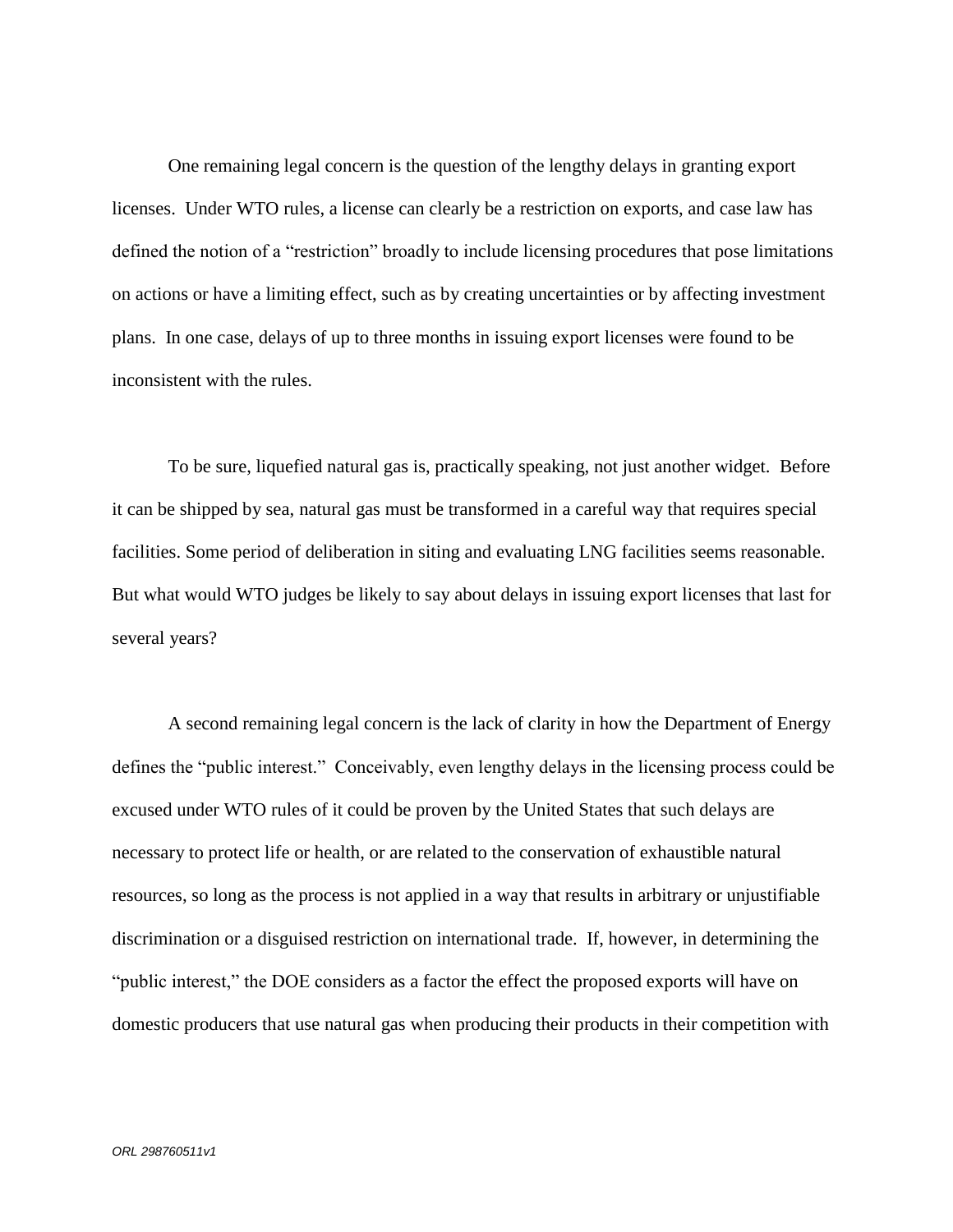One remaining legal concern is the question of the lengthy delays in granting export licenses. Under WTO rules, a license can clearly be a restriction on exports, and case law has defined the notion of a "restriction" broadly to include licensing procedures that pose limitations on actions or have a limiting effect, such as by creating uncertainties or by affecting investment plans. In one case, delays of up to three months in issuing export licenses were found to be inconsistent with the rules.

To be sure, liquefied natural gas is, practically speaking, not just another widget. Before it can be shipped by sea, natural gas must be transformed in a careful way that requires special facilities. Some period of deliberation in siting and evaluating LNG facilities seems reasonable. But what would WTO judges be likely to say about delays in issuing export licenses that last for several years?

A second remaining legal concern is the lack of clarity in how the Department of Energy defines the "public interest." Conceivably, even lengthy delays in the licensing process could be excused under WTO rules of it could be proven by the United States that such delays are necessary to protect life or health, or are related to the conservation of exhaustible natural resources, so long as the process is not applied in a way that results in arbitrary or unjustifiable discrimination or a disguised restriction on international trade. If, however, in determining the "public interest," the DOE considers as a factor the effect the proposed exports will have on domestic producers that use natural gas when producing their products in their competition with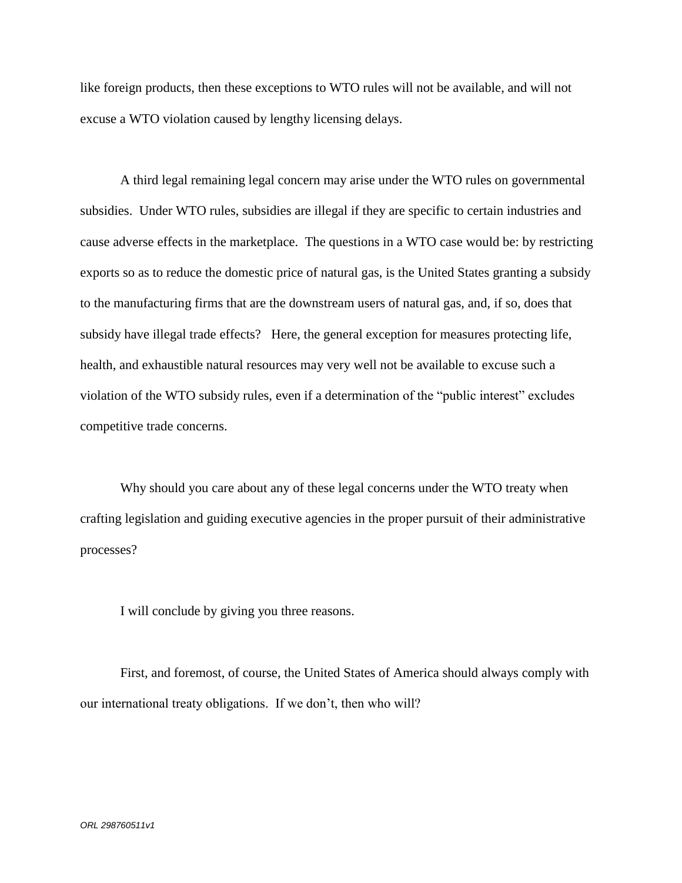like foreign products, then these exceptions to WTO rules will not be available, and will not excuse a WTO violation caused by lengthy licensing delays.

A third legal remaining legal concern may arise under the WTO rules on governmental subsidies. Under WTO rules, subsidies are illegal if they are specific to certain industries and cause adverse effects in the marketplace. The questions in a WTO case would be: by restricting exports so as to reduce the domestic price of natural gas, is the United States granting a subsidy to the manufacturing firms that are the downstream users of natural gas, and, if so, does that subsidy have illegal trade effects? Here, the general exception for measures protecting life, health, and exhaustible natural resources may very well not be available to excuse such a violation of the WTO subsidy rules, even if a determination of the "public interest" excludes competitive trade concerns.

Why should you care about any of these legal concerns under the WTO treaty when crafting legislation and guiding executive agencies in the proper pursuit of their administrative processes?

I will conclude by giving you three reasons.

First, and foremost, of course, the United States of America should always comply with our international treaty obligations. If we don't, then who will?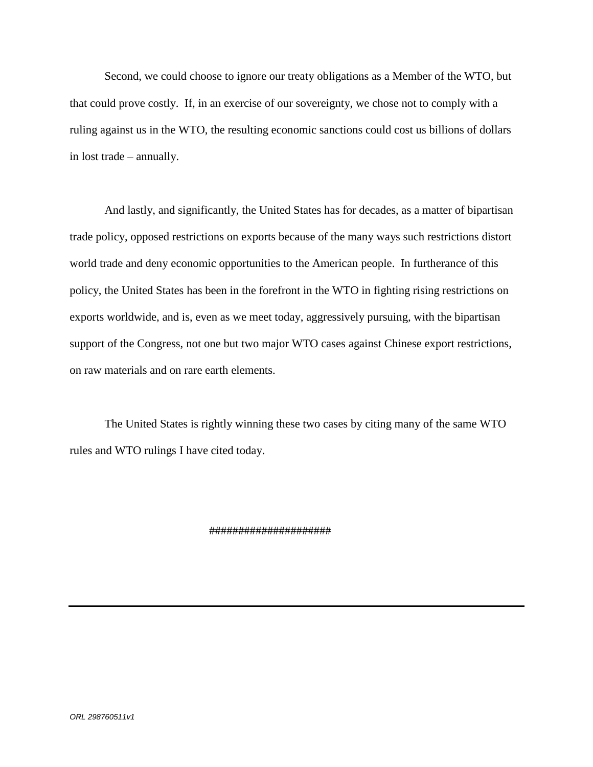Second, we could choose to ignore our treaty obligations as a Member of the WTO, but that could prove costly. If, in an exercise of our sovereignty, we chose not to comply with a ruling against us in the WTO, the resulting economic sanctions could cost us billions of dollars in lost trade – annually.

And lastly, and significantly, the United States has for decades, as a matter of bipartisan trade policy, opposed restrictions on exports because of the many ways such restrictions distort world trade and deny economic opportunities to the American people. In furtherance of this policy, the United States has been in the forefront in the WTO in fighting rising restrictions on exports worldwide, and is, even as we meet today, aggressively pursuing, with the bipartisan support of the Congress, not one but two major WTO cases against Chinese export restrictions, on raw materials and on rare earth elements.

The United States is rightly winning these two cases by citing many of the same WTO rules and WTO rulings I have cited today.

####################

---

*ORL 298760511v1*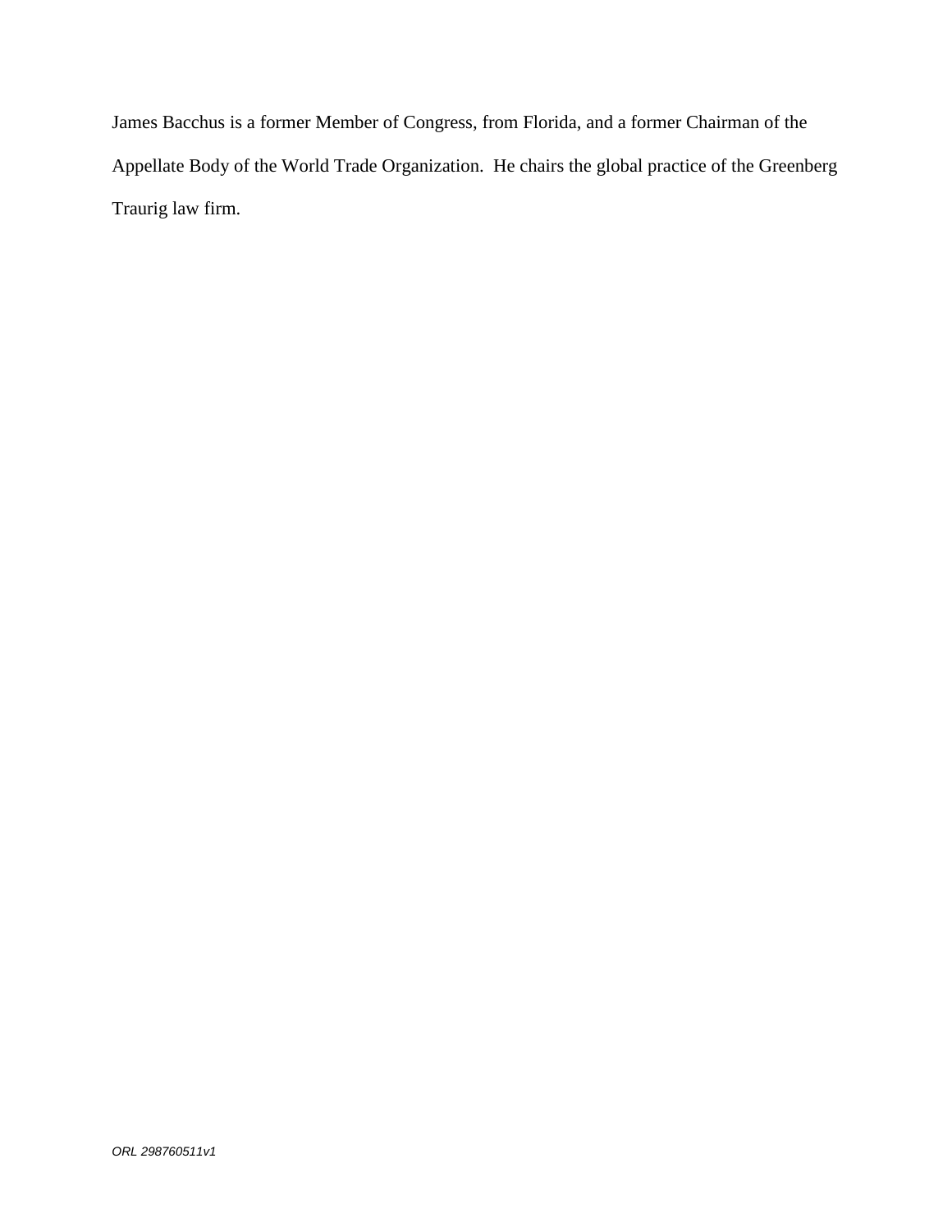James Bacchus is a former Member of Congress, from Florida, and a former Chairman of the Appellate Body of the World Trade Organization. He chairs the global practice of the Greenberg Traurig law firm.

*ORL 298760511v1*